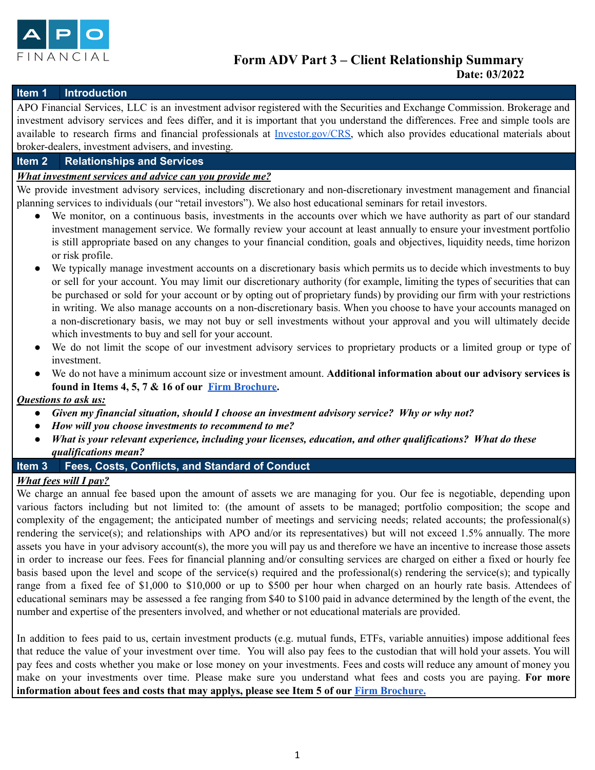APO FINANCIAL

# Form ADV Part 3 – Client Relationship Summary

**Date: 03/2022**

## Item 1 Introduction

APO Financial Services, LLC is an investment advisor registered with the Securities and Exchange Commission. Brokerage and investment advisory services and fees differ, and it is important that you understand the differences. Free and simple tools are available to research firms and financial professionals at [Investor.gov/CRS](Investor.gov/CRS), which also provides educational materials about broker-dealers, investment advisers, and investing.

## Item 2 Relationships and Services

***What investment services and advice can you provide me?***

We provide investment advisory services, including discretionary and non-discretionary investment management and financial planning services to individuals (our "retail investors"). We also host educational seminars for retail investors.

- We monitor, on a continuous basis, investments in the accounts over which we have authority as part of our standard investment management service. We formally review your account at least annually to ensure your investment portfolio is still appropriate based on any changes to your financial condition, goals and objectives, liquidity needs, time horizon or risk profile.
- We typically manage investment accounts on a discretionary basis which permits us to decide which investments to buy or sell for your account. You may limit our discretionary authority (for example, limiting the types of securities that can be purchased or sold for your account or by opting out of proprietary funds) by providing our firm with your restrictions in writing. We also manage accounts on a non-discretionary basis. When you choose to have your accounts managed on a non-discretionary basis, we may not buy or sell investments without your approval and you will ultimately decide which investments to buy and sell for your account.
- We do not limit the scope of our investment advisory services to proprietary products or a limited group or type of investment.
- We do not have a minimum account size or investment amount. **Additional information about our advisory services is found in Items 4, 5, 7 & 16 of our [Firm Brochure](Firm Brochure).**

***Questions to ask us:***

- ***Given my financial situation, should I choose an investment advisory service? Why or why not?***
- ***How will you choose investments to recommend to me?***
- ***What is your relevant experience, including your licenses, education, and other qualifications? What do these qualifications mean?***

## Item 3 Fees, Costs, Conflicts, and Standard of Conduct

***What fees will I pay?***

We charge an annual fee based upon the amount of assets we are managing for you. Our fee is negotiable, depending upon various factors including but not limited to: (the amount of assets to be managed; portfolio composition; the scope and complexity of the engagement; the anticipated number of meetings and servicing needs; related accounts; the professional(s) rendering the service(s); and relationships with APO and/or its representatives) but will not exceed 1.5% annually. The more assets you have in your advisory account(s), the more you will pay us and therefore we have an incentive to increase those assets in order to increase our fees. Fees for financial planning and/or consulting services are charged on either a fixed or hourly fee basis based upon the level and scope of the service(s) required and the professional(s) rendering the service(s); and typically range from a fixed fee of $1,000 to $10,000 or up to $500 per hour when charged on an hourly rate basis. Attendees of educational seminars may be assessed a fee ranging from $40 to $100 paid in advance determined by the length of the event, the number and expertise of the presenters involved, and whether or not educational materials are provided.

In addition to fees paid to us, certain investment products (e.g. mutual funds, ETFs, variable annuities) impose additional fees that reduce the value of your investment over time. You will also pay fees to the custodian that will hold your assets. You will pay fees and costs whether you make or lose money on your investments. Fees and costs will reduce any amount of money you make on your investments over time. Please make sure you understand what fees and costs you are paying. **For more information about fees and costs that may applys, please see Item 5 of our [Firm Brochure.](Firm Brochure)**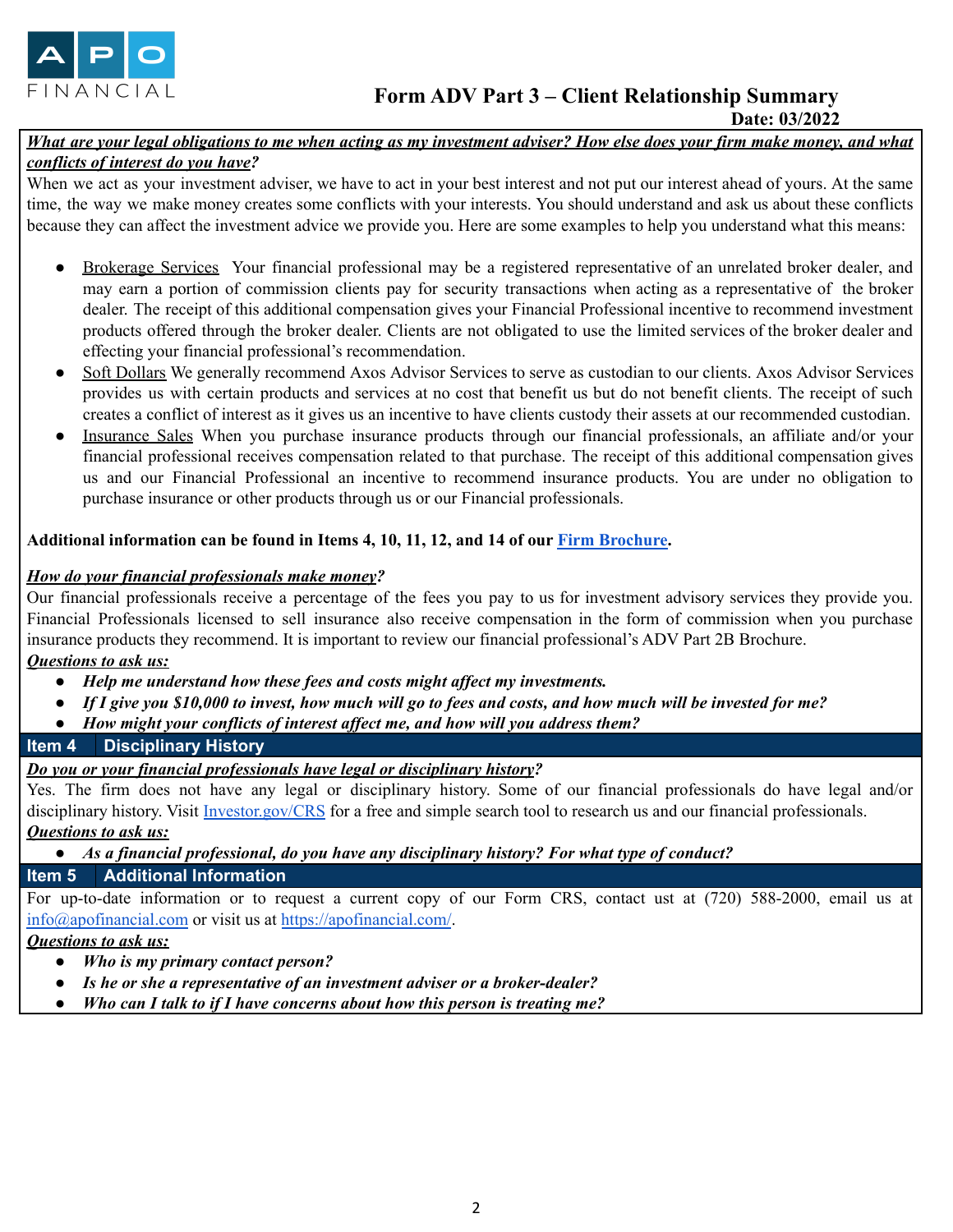**Form ADV Part 3 – Client Relationship Summary**
**Date: 03/2022**

***What are your legal obligations to me when acting as my investment adviser? How else does your firm make money, and what conflicts of interest do you have?***

When we act as your investment adviser, we have to act in your best interest and not put our interest ahead of yours. At the same time, the way we make money creates some conflicts with your interests. You should understand and ask us about these conflicts because they can affect the investment advice we provide you. Here are some examples to help you understand what this means:

- Brokerage Services Your financial professional may be a registered representative of an unrelated broker dealer, and may earn a portion of commission clients pay for security transactions when acting as a representative of the broker dealer. The receipt of this additional compensation gives your Financial Professional incentive to recommend investment products offered through the broker dealer. Clients are not obligated to use the limited services of the broker dealer and effecting your financial professional's recommendation.
- Soft Dollars We generally recommend Axos Advisor Services to serve as custodian to our clients. Axos Advisor Services provides us with certain products and services at no cost that benefit us but do not benefit clients. The receipt of such creates a conflict of interest as it gives us an incentive to have clients custody their assets at our recommended custodian.
- Insurance Sales When you purchase insurance products through our financial professionals, an affiliate and/or your financial professional receives compensation related to that purchase. The receipt of this additional compensation gives us and our Financial Professional an incentive to recommend insurance products. You are under no obligation to purchase insurance or other products through us or our Financial professionals.

**Additional information can be found in Items 4, 10, 11, 12, and 14 of our Firm Brochure.**

***How do your financial professionals make money?***

Our financial professionals receive a percentage of the fees you pay to us for investment advisory services they provide you. Financial Professionals licensed to sell insurance also receive compensation in the form of commission when you purchase insurance products they recommend. It is important to review our financial professional's ADV Part 2B Brochure.

***Questions to ask us:***

- ***Help me understand how these fees and costs might affect my investments.***
- ***If I give you $10,000 to invest, how much will go to fees and costs, and how much will be invested for me?***
- ***How might your conflicts of interest affect me, and how will you address them?***

## Item 4 Disciplinary History

***Do you or your financial professionals have legal or disciplinary history?***

Yes. The firm does not have any legal or disciplinary history. Some of our financial professionals do have legal and/or disciplinary history. Visit Investor.gov/CRS for a free and simple search tool to research us and our financial professionals.

***Questions to ask us:***

- ***As a financial professional, do you have any disciplinary history? For what type of conduct?***

## Item 5 Additional Information

For up-to-date information or to request a current copy of our Form CRS, contact ust at (720) 588-2000, email us at info@apofinancial.com or visit us at https://apofinancial.com/.

***Questions to ask us:***

- ***Who is my primary contact person?***
- ***Is he or she a representative of an investment adviser or a broker-dealer?***
- ***Who can I talk to if I have concerns about how this person is treating me?***